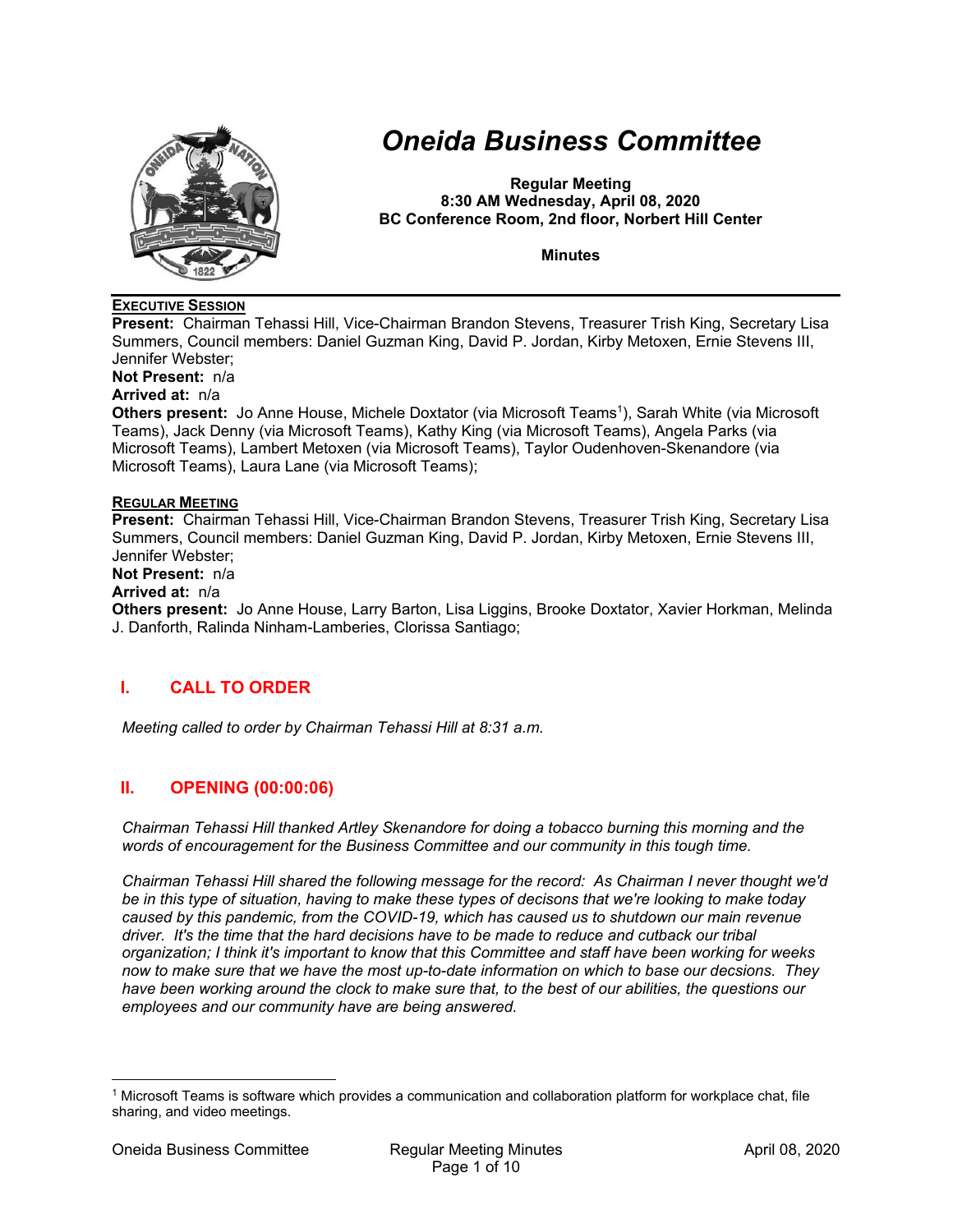# Oneida Business Committee

**Regular Meeting**
**8:30 AM Wednesday, April 08, 2020**
**BC Conference Room, 2nd floor, Norbert Hill Center**

**Minutes**

**EXECUTIVE SESSION**

**Present:** Chairman Tehassi Hill, Vice-Chairman Brandon Stevens, Treasurer Trish King, Secretary Lisa Summers, Council members: Daniel Guzman King, David P. Jordan, Kirby Metoxen, Ernie Stevens III, Jennifer Webster;
**Not Present:** n/a
**Arrived at:** n/a
**Others present:** Jo Anne House, Michele Doxtator (via Microsoft Teams[1]), Sarah White (via Microsoft Teams), Jack Denny (via Microsoft Teams), Kathy King (via Microsoft Teams), Angela Parks (via Microsoft Teams), Lambert Metoxen (via Microsoft Teams), Taylor Oudenhoven-Skenandore (via Microsoft Teams), Laura Lane (via Microsoft Teams);

**REGULAR MEETING**

**Present:** Chairman Tehassi Hill, Vice-Chairman Brandon Stevens, Treasurer Trish King, Secretary Lisa Summers, Council members: Daniel Guzman King, David P. Jordan, Kirby Metoxen, Ernie Stevens III, Jennifer Webster;
**Not Present:** n/a
**Arrived at:** n/a
**Others present:** Jo Anne House, Larry Barton, Lisa Liggins, Brooke Doxtator, Xavier Horkman, Melinda J. Danforth, Ralinda Ninham-Lamberies, Clorissa Santiago;

## I. CALL TO ORDER

*Meeting called to order by Chairman Tehassi Hill at 8:31 a.m.*

## II. OPENING (00:00:06)

*Chairman Tehassi Hill thanked Artley Skenandore for doing a tobacco burning this morning and the words of encouragement for the Business Committee and our community in this tough time.*

*Chairman Tehassi Hill shared the following message for the record: As Chairman I never thought we'd be in this type of situation, having to make these types of decisons that we're looking to make today caused by this pandemic, from the COVID-19, which has caused us to shutdown our main revenue driver. It's the time that the hard decisions have to be made to reduce and cutback our tribal organization; I think it's important to know that this Committee and staff have been working for weeks now to make sure that we have the most up-to-date information on which to base our decsions. They have been working around the clock to make sure that, to the best of our abilities, the questions our employees and our community have are being answered.*

---

[1] Microsoft Teams is software which provides a communication and collaboration platform for workplace chat, file sharing, and video meetings.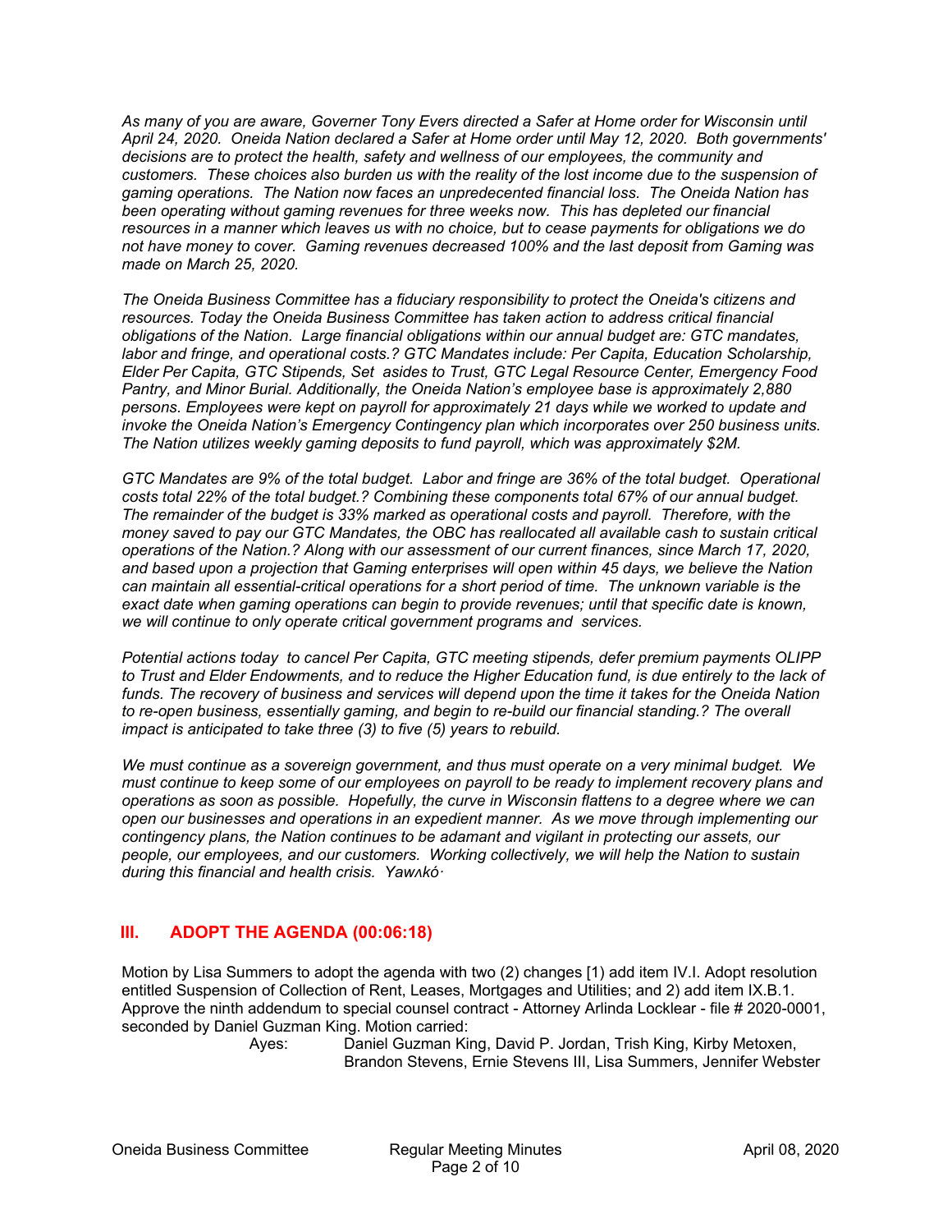*As many of you are aware, Governer Tony Evers directed a Safer at Home order for Wisconsin until April 24, 2020. Oneida Nation declared a Safer at Home order until May 12, 2020. Both governments' decisions are to protect the health, safety and wellness of our employees, the community and customers. These choices also burden us with the reality of the lost income due to the suspension of gaming operations. The Nation now faces an unpredecented financial loss. The Oneida Nation has been operating without gaming revenues for three weeks now. This has depleted our financial resources in a manner which leaves us with no choice, but to cease payments for obligations we do not have money to cover. Gaming revenues decreased 100% and the last deposit from Gaming was made on March 25, 2020.*

*The Oneida Business Committee has a fiduciary responsibility to protect the Oneida's citizens and resources. Today the Oneida Business Committee has taken action to address critical financial obligations of the Nation. Large financial obligations within our annual budget are: GTC mandates, labor and fringe, and operational costs.? GTC Mandates include: Per Capita, Education Scholarship, Elder Per Capita, GTC Stipends, Set asides to Trust, GTC Legal Resource Center, Emergency Food Pantry, and Minor Burial. Additionally, the Oneida Nation's employee base is approximately 2,880 persons. Employees were kept on payroll for approximately 21 days while we worked to update and invoke the Oneida Nation's Emergency Contingency plan which incorporates over 250 business units. The Nation utilizes weekly gaming deposits to fund payroll, which was approximately $2M.*

*GTC Mandates are 9% of the total budget. Labor and fringe are 36% of the total budget. Operational costs total 22% of the total budget.? Combining these components total 67% of our annual budget. The remainder of the budget is 33% marked as operational costs and payroll. Therefore, with the money saved to pay our GTC Mandates, the OBC has reallocated all available cash to sustain critical operations of the Nation.? Along with our assessment of our current finances, since March 17, 2020, and based upon a projection that Gaming enterprises will open within 45 days, we believe the Nation can maintain all essential-critical operations for a short period of time. The unknown variable is the exact date when gaming operations can begin to provide revenues; until that specific date is known, we will continue to only operate critical government programs and services.*

*Potential actions today to cancel Per Capita, GTC meeting stipends, defer premium payments OLIPP to Trust and Elder Endowments, and to reduce the Higher Education fund, is due entirely to the lack of funds. The recovery of business and services will depend upon the time it takes for the Oneida Nation to re-open business, essentially gaming, and begin to re-build our financial standing.? The overall impact is anticipated to take three (3) to five (5) years to rebuild.*

*We must continue as a sovereign government, and thus must operate on a very minimal budget. We must continue to keep some of our employees on payroll to be ready to implement recovery plans and operations as soon as possible. Hopefully, the curve in Wisconsin flattens to a degree where we can open our businesses and operations in an expedient manner. As we move through implementing our contingency plans, the Nation continues to be adamant and vigilant in protecting our assets, our people, our employees, and our customers. Working collectively, we will help the Nation to sustain during this financial and health crisis. Yawʌkó·*

## III. ADOPT THE AGENDA (00:06:18)

Motion by Lisa Summers to adopt the agenda with two (2) changes [1) add item IV.I. Adopt resolution entitled Suspension of Collection of Rent, Leases, Mortgages and Utilities; and 2) add item IX.B.1. Approve the ninth addendum to special counsel contract - Attorney Arlinda Locklear - file # 2020-0001, seconded by Daniel Guzman King. Motion carried:

Ayes: Daniel Guzman King, David P. Jordan, Trish King, Kirby Metoxen, Brandon Stevens, Ernie Stevens III, Lisa Summers, Jennifer Webster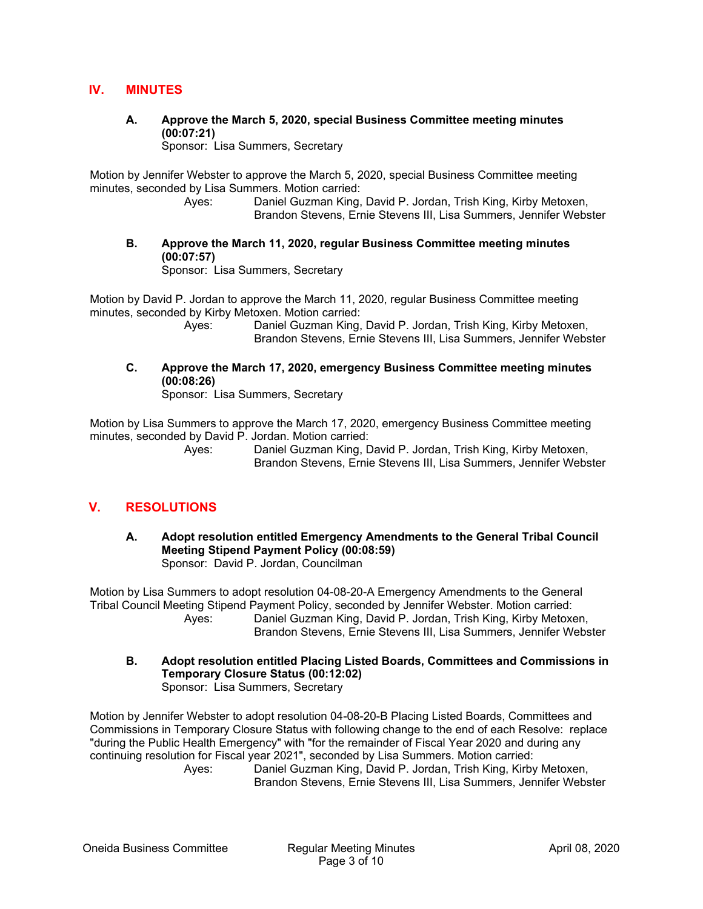## IV. MINUTES

### A. Approve the March 5, 2020, special Business Committee meeting minutes (00:07:21)

Sponsor: Lisa Summers, Secretary

Motion by Jennifer Webster to approve the March 5, 2020, special Business Committee meeting minutes, seconded by Lisa Summers. Motion carried:

Ayes: Daniel Guzman King, David P. Jordan, Trish King, Kirby Metoxen, Brandon Stevens, Ernie Stevens III, Lisa Summers, Jennifer Webster

### B. Approve the March 11, 2020, regular Business Committee meeting minutes (00:07:57)

Sponsor: Lisa Summers, Secretary

Motion by David P. Jordan to approve the March 11, 2020, regular Business Committee meeting minutes, seconded by Kirby Metoxen. Motion carried:

Ayes: Daniel Guzman King, David P. Jordan, Trish King, Kirby Metoxen, Brandon Stevens, Ernie Stevens III, Lisa Summers, Jennifer Webster

### C. Approve the March 17, 2020, emergency Business Committee meeting minutes (00:08:26)

Sponsor: Lisa Summers, Secretary

Motion by Lisa Summers to approve the March 17, 2020, emergency Business Committee meeting minutes, seconded by David P. Jordan. Motion carried:

Ayes: Daniel Guzman King, David P. Jordan, Trish King, Kirby Metoxen, Brandon Stevens, Ernie Stevens III, Lisa Summers, Jennifer Webster

## V. RESOLUTIONS

### A. Adopt resolution entitled Emergency Amendments to the General Tribal Council Meeting Stipend Payment Policy (00:08:59)

Sponsor: David P. Jordan, Councilman

Motion by Lisa Summers to adopt resolution 04-08-20-A Emergency Amendments to the General Tribal Council Meeting Stipend Payment Policy, seconded by Jennifer Webster. Motion carried:

Ayes: Daniel Guzman King, David P. Jordan, Trish King, Kirby Metoxen, Brandon Stevens, Ernie Stevens III, Lisa Summers, Jennifer Webster

### B. Adopt resolution entitled Placing Listed Boards, Committees and Commissions in Temporary Closure Status (00:12:02)

Sponsor: Lisa Summers, Secretary

Motion by Jennifer Webster to adopt resolution 04-08-20-B Placing Listed Boards, Committees and Commissions in Temporary Closure Status with following change to the end of each Resolve: replace "during the Public Health Emergency" with "for the remainder of Fiscal Year 2020 and during any continuing resolution for Fiscal year 2021", seconded by Lisa Summers. Motion carried:

Ayes: Daniel Guzman King, David P. Jordan, Trish King, Kirby Metoxen, Brandon Stevens, Ernie Stevens III, Lisa Summers, Jennifer Webster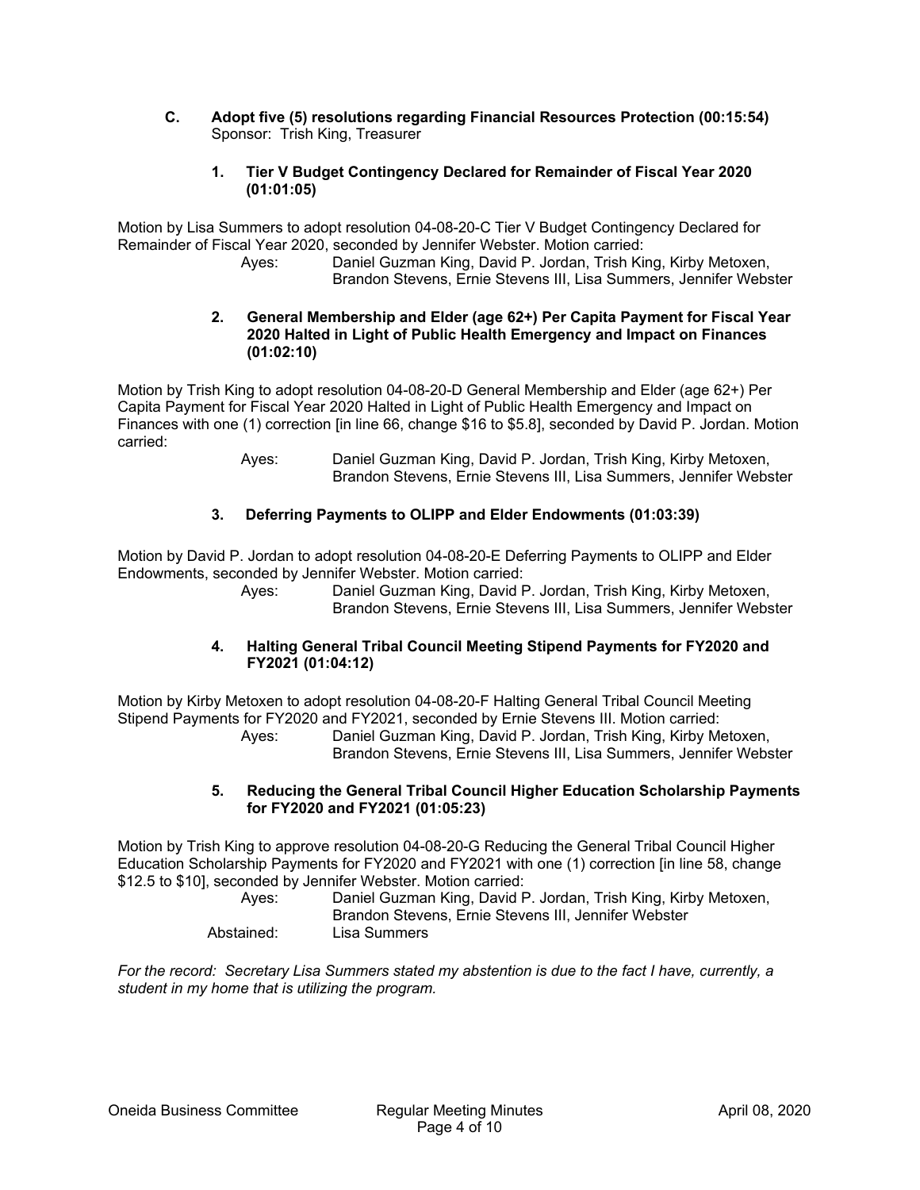**C. Adopt five (5) resolutions regarding Financial Resources Protection (00:15:54)**
Sponsor: Trish King, Treasurer

**1. Tier V Budget Contingency Declared for Remainder of Fiscal Year 2020 (01:01:05)**

Motion by Lisa Summers to adopt resolution 04-08-20-C Tier V Budget Contingency Declared for Remainder of Fiscal Year 2020, seconded by Jennifer Webster. Motion carried:

Ayes: Daniel Guzman King, David P. Jordan, Trish King, Kirby Metoxen, Brandon Stevens, Ernie Stevens III, Lisa Summers, Jennifer Webster

**2. General Membership and Elder (age 62+) Per Capita Payment for Fiscal Year 2020 Halted in Light of Public Health Emergency and Impact on Finances (01:02:10)**

Motion by Trish King to adopt resolution 04-08-20-D General Membership and Elder (age 62+) Per Capita Payment for Fiscal Year 2020 Halted in Light of Public Health Emergency and Impact on Finances with one (1) correction [in line 66, change $16 to $5.8], seconded by David P. Jordan. Motion carried:

Ayes: Daniel Guzman King, David P. Jordan, Trish King, Kirby Metoxen, Brandon Stevens, Ernie Stevens III, Lisa Summers, Jennifer Webster

**3. Deferring Payments to OLIPP and Elder Endowments (01:03:39)**

Motion by David P. Jordan to adopt resolution 04-08-20-E Deferring Payments to OLIPP and Elder Endowments, seconded by Jennifer Webster. Motion carried:

Ayes: Daniel Guzman King, David P. Jordan, Trish King, Kirby Metoxen, Brandon Stevens, Ernie Stevens III, Lisa Summers, Jennifer Webster

**4. Halting General Tribal Council Meeting Stipend Payments for FY2020 and FY2021 (01:04:12)**

Motion by Kirby Metoxen to adopt resolution 04-08-20-F Halting General Tribal Council Meeting Stipend Payments for FY2020 and FY2021, seconded by Ernie Stevens III. Motion carried:

Ayes: Daniel Guzman King, David P. Jordan, Trish King, Kirby Metoxen, Brandon Stevens, Ernie Stevens III, Lisa Summers, Jennifer Webster

**5. Reducing the General Tribal Council Higher Education Scholarship Payments for FY2020 and FY2021 (01:05:23)**

Motion by Trish King to approve resolution 04-08-20-G Reducing the General Tribal Council Higher Education Scholarship Payments for FY2020 and FY2021 with one (1) correction [in line 58, change $12.5 to $10], seconded by Jennifer Webster. Motion carried:

Ayes: Daniel Guzman King, David P. Jordan, Trish King, Kirby Metoxen, Brandon Stevens, Ernie Stevens III, Jennifer Webster
Abstained: Lisa Summers

*For the record: Secretary Lisa Summers stated my abstention is due to the fact I have, currently, a student in my home that is utilizing the program.*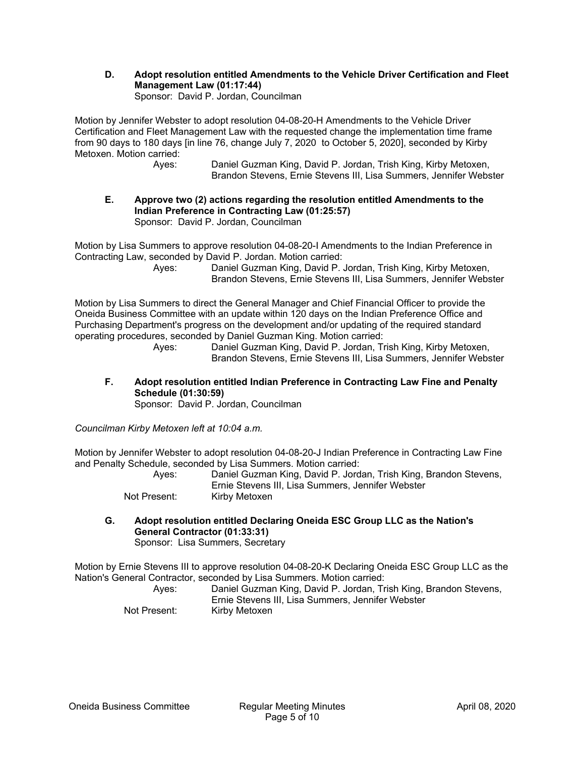**D. Adopt resolution entitled Amendments to the Vehicle Driver Certification and Fleet Management Law (01:17:44)**
Sponsor: David P. Jordan, Councilman

Motion by Jennifer Webster to adopt resolution 04-08-20-H Amendments to the Vehicle Driver Certification and Fleet Management Law with the requested change the implementation time frame from 90 days to 180 days [in line 76, change July 7, 2020 to October 5, 2020], seconded by Kirby Metoxen. Motion carried:

Ayes: Daniel Guzman King, David P. Jordan, Trish King, Kirby Metoxen, Brandon Stevens, Ernie Stevens III, Lisa Summers, Jennifer Webster

**E. Approve two (2) actions regarding the resolution entitled Amendments to the Indian Preference in Contracting Law (01:25:57)**
Sponsor: David P. Jordan, Councilman

Motion by Lisa Summers to approve resolution 04-08-20-I Amendments to the Indian Preference in Contracting Law, seconded by David P. Jordan. Motion carried:

Ayes: Daniel Guzman King, David P. Jordan, Trish King, Kirby Metoxen, Brandon Stevens, Ernie Stevens III, Lisa Summers, Jennifer Webster

Motion by Lisa Summers to direct the General Manager and Chief Financial Officer to provide the Oneida Business Committee with an update within 120 days on the Indian Preference Office and Purchasing Department's progress on the development and/or updating of the required standard operating procedures, seconded by Daniel Guzman King. Motion carried:

Ayes: Daniel Guzman King, David P. Jordan, Trish King, Kirby Metoxen, Brandon Stevens, Ernie Stevens III, Lisa Summers, Jennifer Webster

**F. Adopt resolution entitled Indian Preference in Contracting Law Fine and Penalty Schedule (01:30:59)**
Sponsor: David P. Jordan, Councilman

*Councilman Kirby Metoxen left at 10:04 a.m.*

Motion by Jennifer Webster to adopt resolution 04-08-20-J Indian Preference in Contracting Law Fine and Penalty Schedule, seconded by Lisa Summers. Motion carried:

Ayes: Daniel Guzman King, David P. Jordan, Trish King, Brandon Stevens, Ernie Stevens III, Lisa Summers, Jennifer Webster
Not Present: Kirby Metoxen

**G. Adopt resolution entitled Declaring Oneida ESC Group LLC as the Nation's General Contractor (01:33:31)**
Sponsor: Lisa Summers, Secretary

Motion by Ernie Stevens III to approve resolution 04-08-20-K Declaring Oneida ESC Group LLC as the Nation's General Contractor, seconded by Lisa Summers. Motion carried:

Ayes: Daniel Guzman King, David P. Jordan, Trish King, Brandon Stevens, Ernie Stevens III, Lisa Summers, Jennifer Webster
Not Present: Kirby Metoxen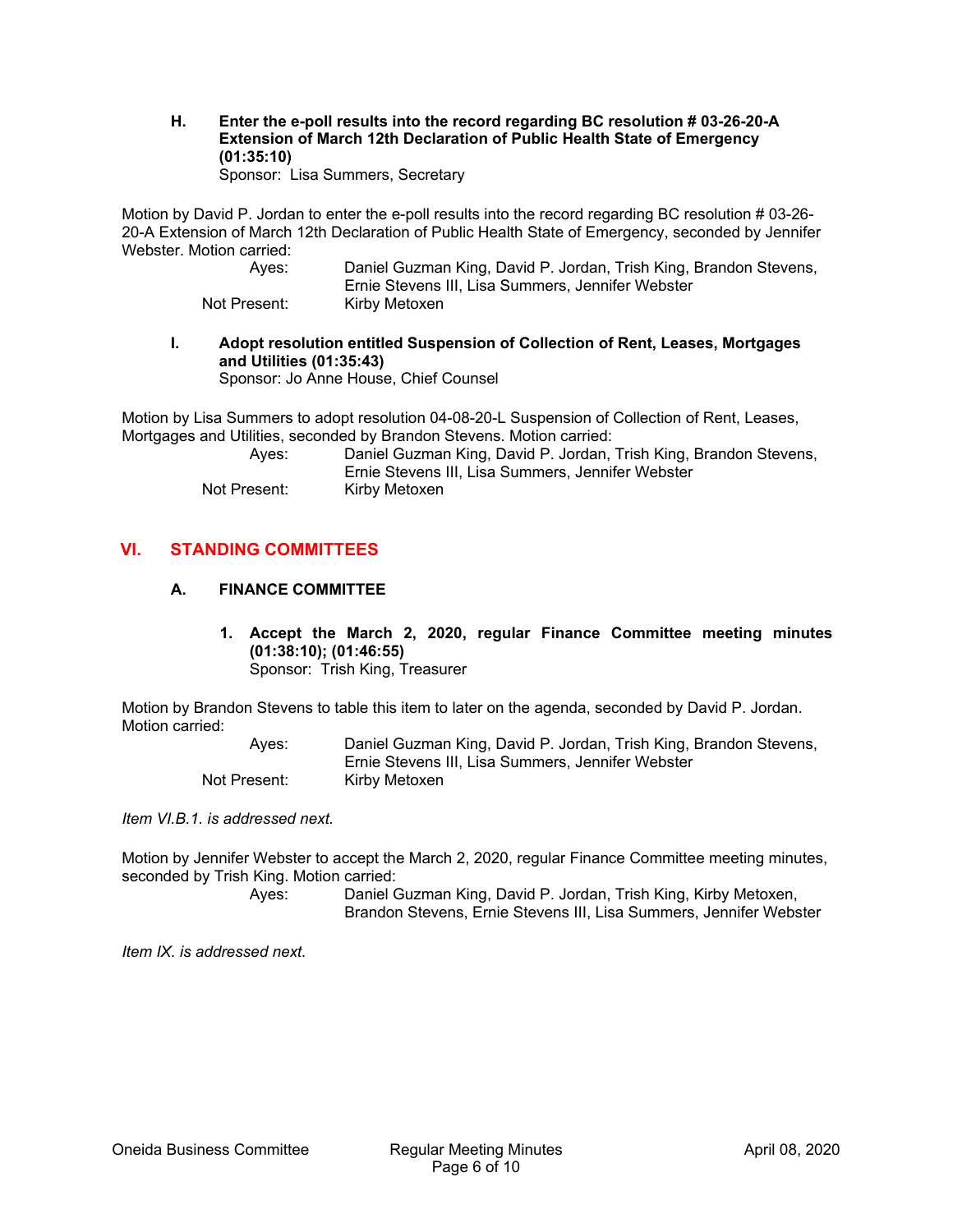**H. Enter the e-poll results into the record regarding BC resolution # 03-26-20-A Extension of March 12th Declaration of Public Health State of Emergency (01:35:10)**
Sponsor: Lisa Summers, Secretary

Motion by David P. Jordan to enter the e-poll results into the record regarding BC resolution # 03-26-20-A Extension of March 12th Declaration of Public Health State of Emergency, seconded by Jennifer Webster. Motion carried:

Ayes: Daniel Guzman King, David P. Jordan, Trish King, Brandon Stevens, Ernie Stevens III, Lisa Summers, Jennifer Webster
Not Present: Kirby Metoxen

**I. Adopt resolution entitled Suspension of Collection of Rent, Leases, Mortgages and Utilities (01:35:43)**
Sponsor: Jo Anne House, Chief Counsel

Motion by Lisa Summers to adopt resolution 04-08-20-L Suspension of Collection of Rent, Leases, Mortgages and Utilities, seconded by Brandon Stevens. Motion carried:

Ayes: Daniel Guzman King, David P. Jordan, Trish King, Brandon Stevens, Ernie Stevens III, Lisa Summers, Jennifer Webster
Not Present: Kirby Metoxen

## VI. STANDING COMMITTEES

### A. FINANCE COMMITTEE

**1. Accept the March 2, 2020, regular Finance Committee meeting minutes (01:38:10); (01:46:55)**
Sponsor: Trish King, Treasurer

Motion by Brandon Stevens to table this item to later on the agenda, seconded by David P. Jordan. Motion carried:

Ayes: Daniel Guzman King, David P. Jordan, Trish King, Brandon Stevens, Ernie Stevens III, Lisa Summers, Jennifer Webster
Not Present: Kirby Metoxen

*Item VI.B.1. is addressed next.*

Motion by Jennifer Webster to accept the March 2, 2020, regular Finance Committee meeting minutes, seconded by Trish King. Motion carried:

Ayes: Daniel Guzman King, David P. Jordan, Trish King, Kirby Metoxen, Brandon Stevens, Ernie Stevens III, Lisa Summers, Jennifer Webster

*Item IX. is addressed next.*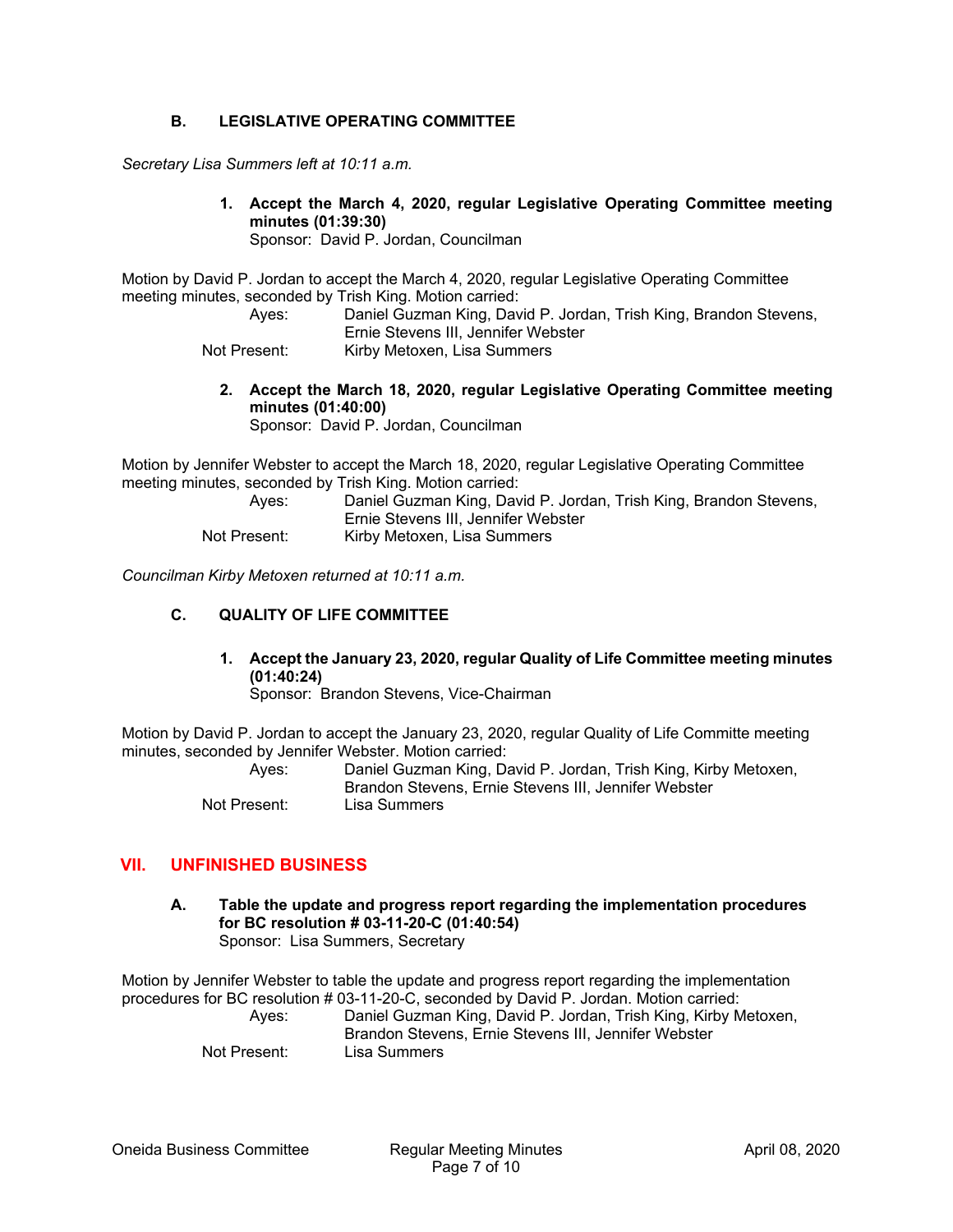### B. LEGISLATIVE OPERATING COMMITTEE

*Secretary Lisa Summers left at 10:11 a.m.*

**1. Accept the March 4, 2020, regular Legislative Operating Committee meeting minutes (01:39:30)**
Sponsor: David P. Jordan, Councilman

Motion by David P. Jordan to accept the March 4, 2020, regular Legislative Operating Committee meeting minutes, seconded by Trish King. Motion carried:

Ayes: Daniel Guzman King, David P. Jordan, Trish King, Brandon Stevens, Ernie Stevens III, Jennifer Webster
Not Present: Kirby Metoxen, Lisa Summers

**2. Accept the March 18, 2020, regular Legislative Operating Committee meeting minutes (01:40:00)**
Sponsor: David P. Jordan, Councilman

Motion by Jennifer Webster to accept the March 18, 2020, regular Legislative Operating Committee meeting minutes, seconded by Trish King. Motion carried:

Ayes: Daniel Guzman King, David P. Jordan, Trish King, Brandon Stevens, Ernie Stevens III, Jennifer Webster
Not Present: Kirby Metoxen, Lisa Summers

*Councilman Kirby Metoxen returned at 10:11 a.m.*

### C. QUALITY OF LIFE COMMITTEE

**1. Accept the January 23, 2020, regular Quality of Life Committee meeting minutes (01:40:24)**
Sponsor: Brandon Stevens, Vice-Chairman

Motion by David P. Jordan to accept the January 23, 2020, regular Quality of Life Committe meeting minutes, seconded by Jennifer Webster. Motion carried:

Ayes: Daniel Guzman King, David P. Jordan, Trish King, Kirby Metoxen, Brandon Stevens, Ernie Stevens III, Jennifer Webster
Not Present: Lisa Summers

## VII. UNFINISHED BUSINESS

### A. Table the update and progress report regarding the implementation procedures for BC resolution # 03-11-20-C (01:40:54)
Sponsor: Lisa Summers, Secretary

Motion by Jennifer Webster to table the update and progress report regarding the implementation procedures for BC resolution # 03-11-20-C, seconded by David P. Jordan. Motion carried:

Ayes: Daniel Guzman King, David P. Jordan, Trish King, Kirby Metoxen, Brandon Stevens, Ernie Stevens III, Jennifer Webster
Not Present: Lisa Summers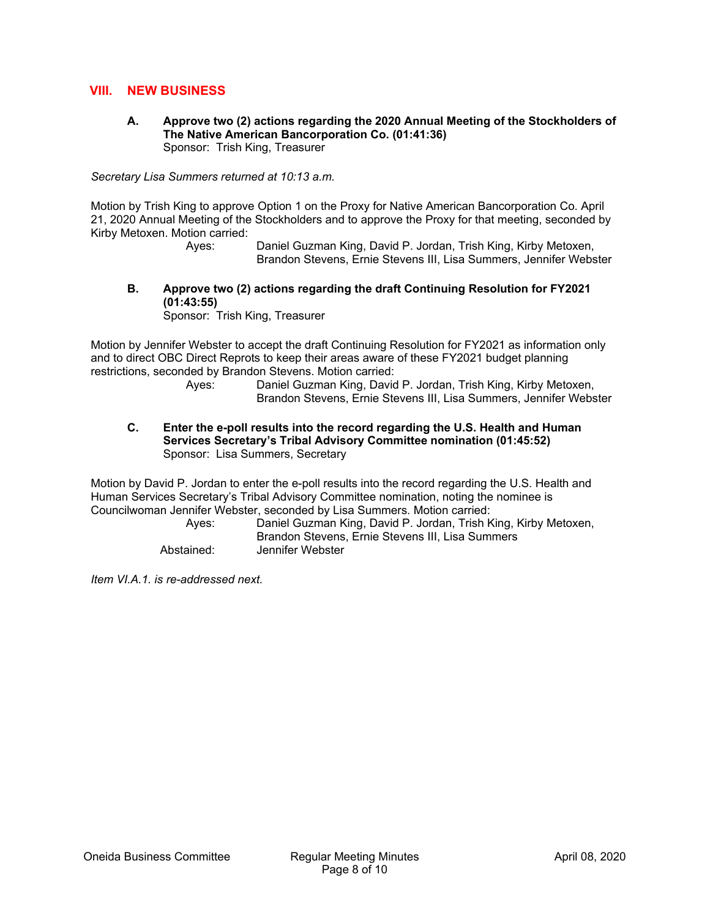## VIII. NEW BUSINESS

**A. Approve two (2) actions regarding the 2020 Annual Meeting of the Stockholders of The Native American Bancorporation Co. (01:41:36)**
Sponsor: Trish King, Treasurer

*Secretary Lisa Summers returned at 10:13 a.m.*

Motion by Trish King to approve Option 1 on the Proxy for Native American Bancorporation Co. April 21, 2020 Annual Meeting of the Stockholders and to approve the Proxy for that meeting, seconded by Kirby Metoxen. Motion carried:

Ayes: Daniel Guzman King, David P. Jordan, Trish King, Kirby Metoxen, Brandon Stevens, Ernie Stevens III, Lisa Summers, Jennifer Webster

**B. Approve two (2) actions regarding the draft Continuing Resolution for FY2021 (01:43:55)**
Sponsor: Trish King, Treasurer

Motion by Jennifer Webster to accept the draft Continuing Resolution for FY2021 as information only and to direct OBC Direct Reprots to keep their areas aware of these FY2021 budget planning restrictions, seconded by Brandon Stevens. Motion carried:

Ayes: Daniel Guzman King, David P. Jordan, Trish King, Kirby Metoxen, Brandon Stevens, Ernie Stevens III, Lisa Summers, Jennifer Webster

**C. Enter the e-poll results into the record regarding the U.S. Health and Human Services Secretary's Tribal Advisory Committee nomination (01:45:52)**
Sponsor: Lisa Summers, Secretary

Motion by David P. Jordan to enter the e-poll results into the record regarding the U.S. Health and Human Services Secretary's Tribal Advisory Committee nomination, noting the nominee is Councilwoman Jennifer Webster, seconded by Lisa Summers. Motion carried:

Ayes: Daniel Guzman King, David P. Jordan, Trish King, Kirby Metoxen, Brandon Stevens, Ernie Stevens III, Lisa Summers
Abstained: Jennifer Webster

*Item VI.A.1. is re-addressed next.*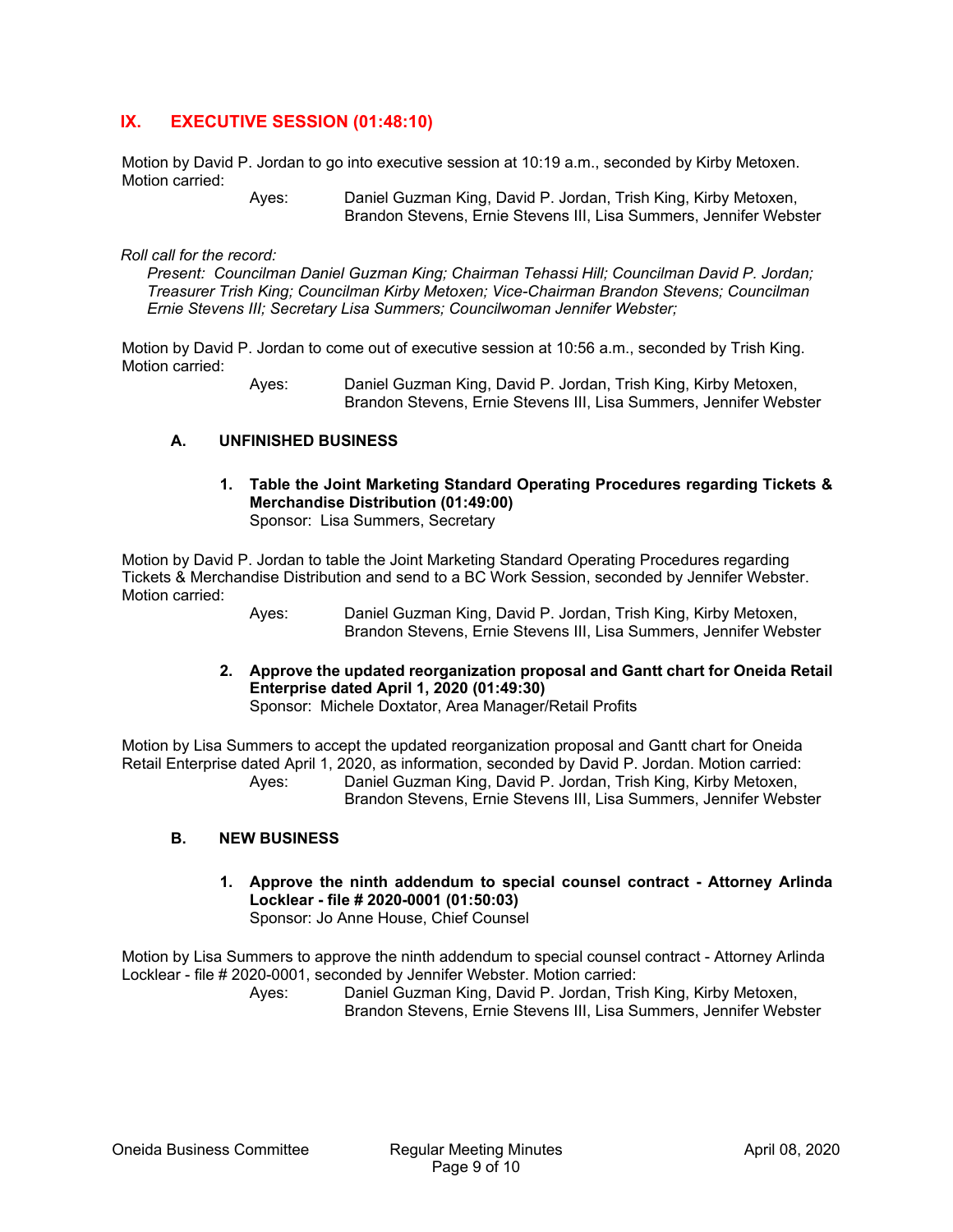## IX. EXECUTIVE SESSION (01:48:10)

Motion by David P. Jordan to go into executive session at 10:19 a.m., seconded by Kirby Metoxen. Motion carried:

Ayes: Daniel Guzman King, David P. Jordan, Trish King, Kirby Metoxen, Brandon Stevens, Ernie Stevens III, Lisa Summers, Jennifer Webster

*Roll call for the record:*

*Present: Councilman Daniel Guzman King; Chairman Tehassi Hill; Councilman David P. Jordan; Treasurer Trish King; Councilman Kirby Metoxen; Vice-Chairman Brandon Stevens; Councilman Ernie Stevens III; Secretary Lisa Summers; Councilwoman Jennifer Webster;*

Motion by David P. Jordan to come out of executive session at 10:56 a.m., seconded by Trish King. Motion carried:

Ayes: Daniel Guzman King, David P. Jordan, Trish King, Kirby Metoxen, Brandon Stevens, Ernie Stevens III, Lisa Summers, Jennifer Webster

### A. UNFINISHED BUSINESS

**1. Table the Joint Marketing Standard Operating Procedures regarding Tickets & Merchandise Distribution (01:49:00)**
Sponsor: Lisa Summers, Secretary

Motion by David P. Jordan to table the Joint Marketing Standard Operating Procedures regarding Tickets & Merchandise Distribution and send to a BC Work Session, seconded by Jennifer Webster. Motion carried:

Ayes: Daniel Guzman King, David P. Jordan, Trish King, Kirby Metoxen, Brandon Stevens, Ernie Stevens III, Lisa Summers, Jennifer Webster

**2. Approve the updated reorganization proposal and Gantt chart for Oneida Retail Enterprise dated April 1, 2020 (01:49:30)**
Sponsor: Michele Doxtator, Area Manager/Retail Profits

Motion by Lisa Summers to accept the updated reorganization proposal and Gantt chart for Oneida Retail Enterprise dated April 1, 2020, as information, seconded by David P. Jordan. Motion carried:

Ayes: Daniel Guzman King, David P. Jordan, Trish King, Kirby Metoxen, Brandon Stevens, Ernie Stevens III, Lisa Summers, Jennifer Webster

### B. NEW BUSINESS

**1. Approve the ninth addendum to special counsel contract - Attorney Arlinda Locklear - file # 2020-0001 (01:50:03)**
Sponsor: Jo Anne House, Chief Counsel

Motion by Lisa Summers to approve the ninth addendum to special counsel contract - Attorney Arlinda Locklear - file # 2020-0001, seconded by Jennifer Webster. Motion carried:

Ayes: Daniel Guzman King, David P. Jordan, Trish King, Kirby Metoxen, Brandon Stevens, Ernie Stevens III, Lisa Summers, Jennifer Webster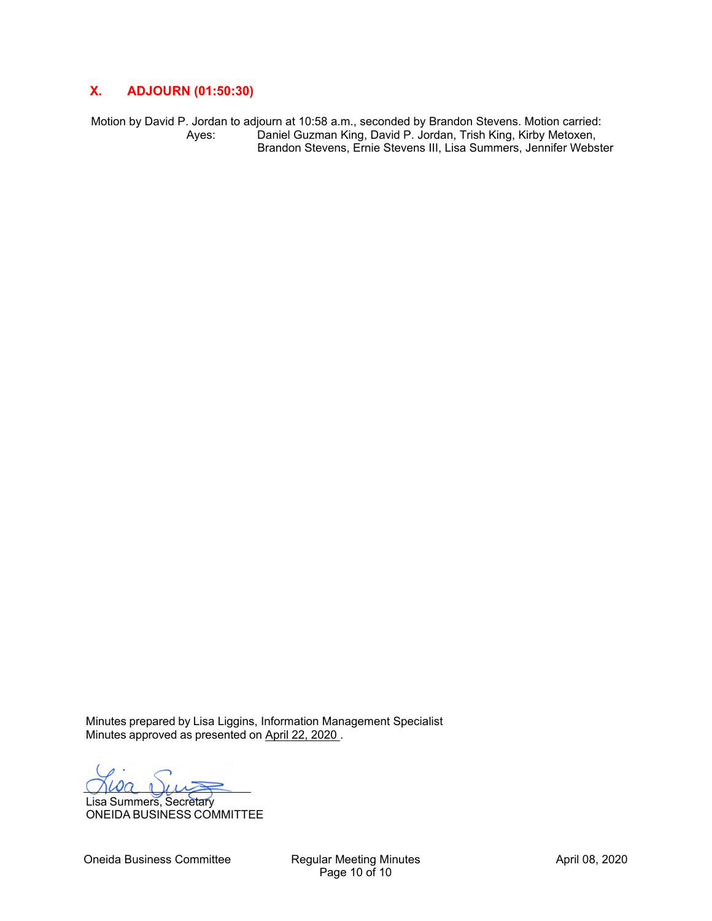## X. ADJOURN (01:50:30)

Motion by David P. Jordan to adjourn at 10:58 a.m., seconded by Brandon Stevens. Motion carried:

Ayes: Daniel Guzman King, David P. Jordan, Trish King, Kirby Metoxen, Brandon Stevens, Ernie Stevens III, Lisa Summers, Jennifer Webster

Minutes prepared by Lisa Liggins, Information Management Specialist
Minutes approved as presented on April 22, 2020 .

Lisa Summers, Secretary
ONEIDA BUSINESS COMMITTEE